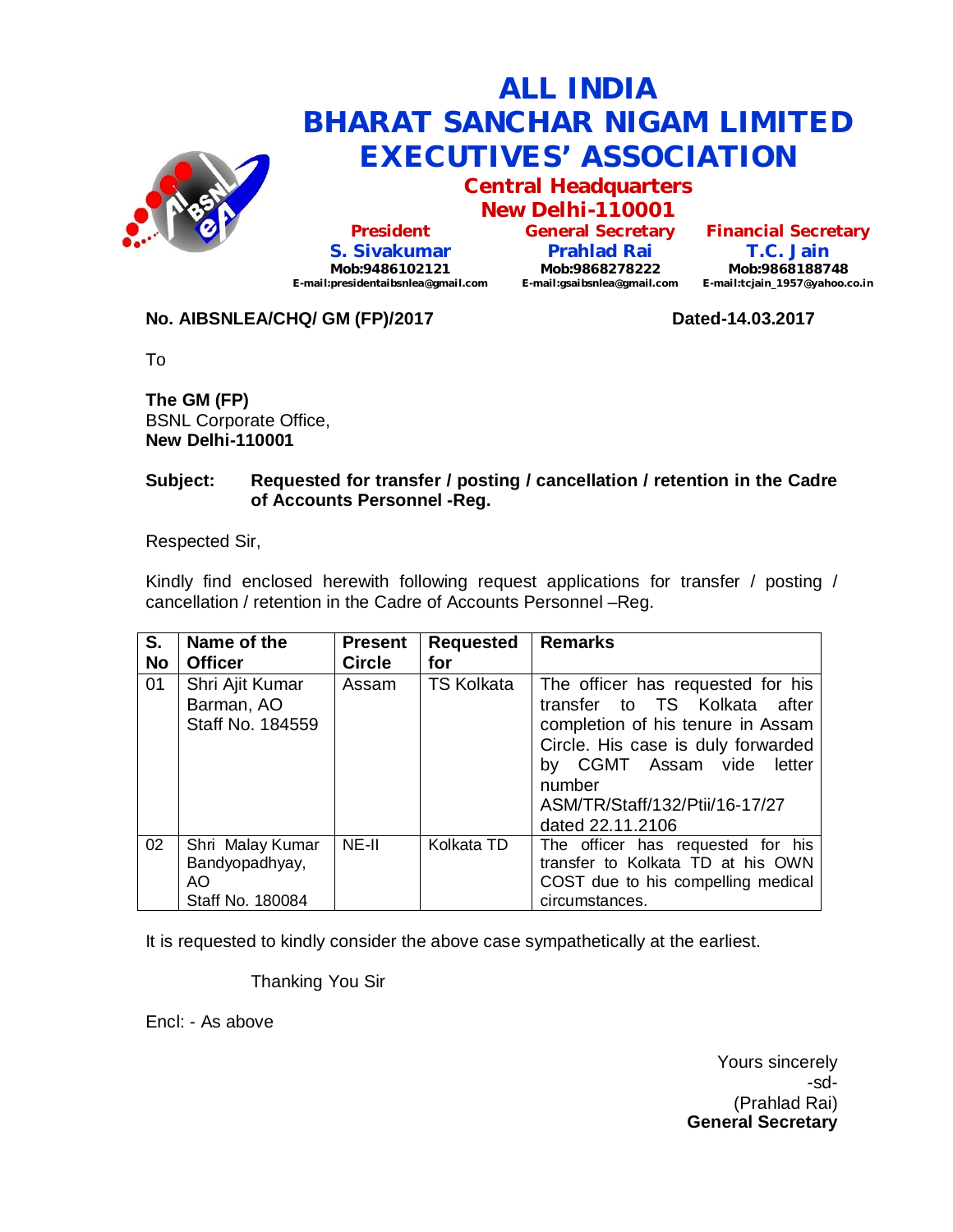# ALL INDIA BHARAT SANCHAR NIGAM LIMITED EXECUTIVES' ASSOCIATION

## Central Headquarters New Delhi-110001

| President | General Secretary | Financial Secretary |
|---|---|---|
| S. Sivakumar | Prahlad Rai | T.C. Jain |
| Mob:9486102121 | Mob:9868278222 | Mob:9868188748 |
| E-mail:presidentaibsnlea@gmail.com | E-mail:gsaibsnlea@gmail.com | E-mail:tcjain_1957@yahoo.co.in |

**No. AIBSNLEA/CHQ/ GM (FP)/2017** **Dated-14.03.2017**

To

**The GM (FP)**
BSNL Corporate Office,
**New Delhi-110001**

**Subject: Requested for transfer / posting / cancellation / retention in the Cadre of Accounts Personnel -Reg.**

Respected Sir,

Kindly find enclosed herewith following request applications for transfer / posting / cancellation / retention in the Cadre of Accounts Personnel –Reg.

| S. No | Name of the Officer | Present Circle | Requested for | Remarks |
|---|---|---|---|---|
| 01 | Shri Ajit Kumar Barman, AO Staff No. 184559 | Assam | TS Kolkata | The officer has requested for his transfer to TS Kolkata after completion of his tenure in Assam Circle. His case is duly forwarded by CGMT Assam vide letter number ASM/TR/Staff/132/Ptii/16-17/27 dated 22.11.2106 |
| 02 | Shri Malay Kumar Bandyopadhyay, AO Staff No. 180084 | NE-II | Kolkata TD | The officer has requested for his transfer to Kolkata TD at his OWN COST due to his compelling medical circumstances. |

It is requested to kindly consider the above case sympathetically at the earliest.

Thanking You Sir

Encl: - As above

Yours sincerely
-sd-
(Prahlad Rai)
**General Secretary**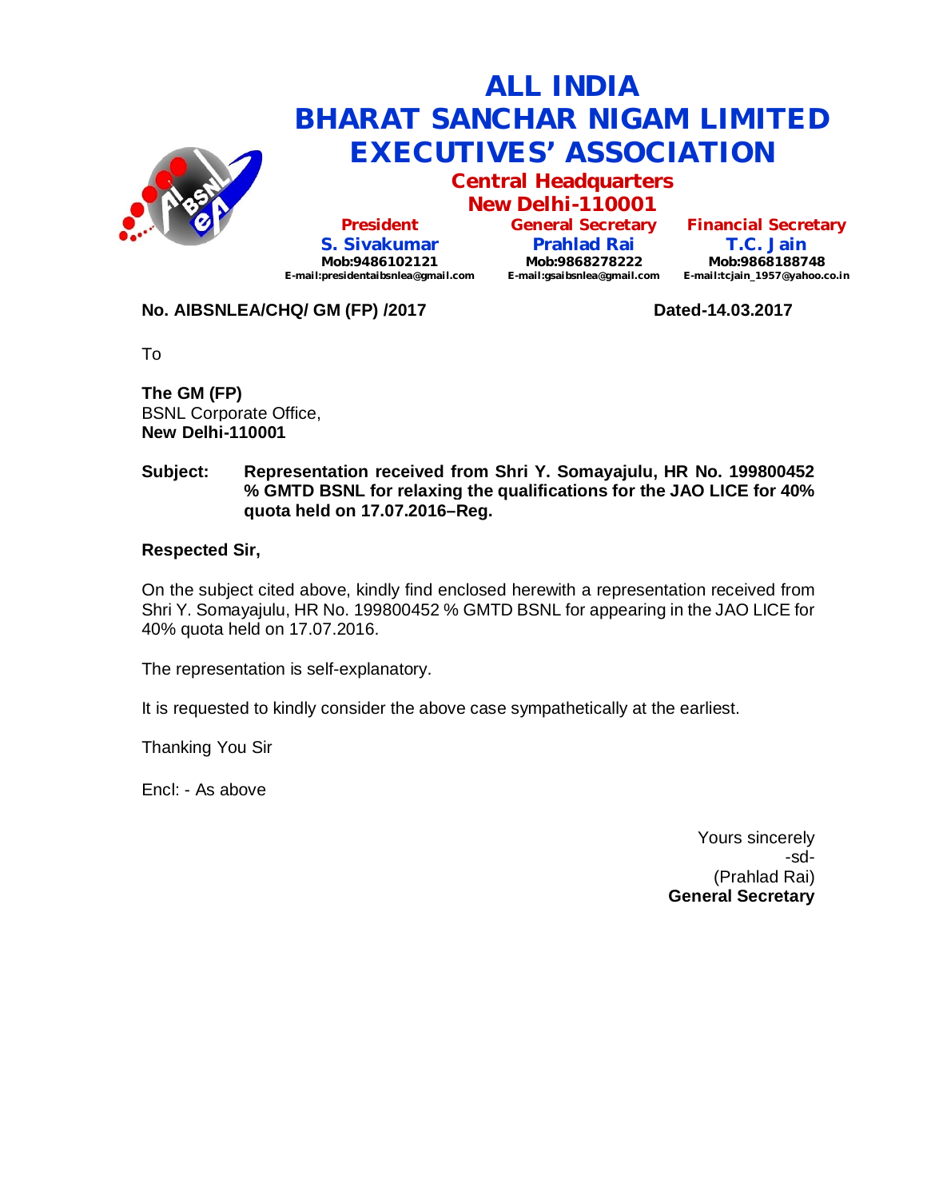# ALL INDIA BHARAT SANCHAR NIGAM LIMITED EXECUTIVES' ASSOCIATION

## Central Headquarters
## New Delhi-110001

| President | General Secretary | Financial Secretary |
| --- | --- | --- |
| S. Sivakumar | Prahlad Rai | T.C. Jain |
| Mob:9486102121 | Mob:9868278222 | Mob:9868188748 |
| E-mail:presidentaibsnlea@gmail.com | E-mail:gsaibsnlea@gmail.com | E-mail:tcjain_1957@yahoo.co.in |

**No. AIBSNLEA/CHQ/ GM (FP) /2017** **Dated-14.03.2017**

To

**The GM (FP)**
BSNL Corporate Office,
**New Delhi-110001**

**Subject: Representation received from Shri Y. Somayajulu, HR No. 199800452 % GMTD BSNL for relaxing the qualifications for the JAO LICE for 40% quota held on 17.07.2016–Reg.**

**Respected Sir,**

On the subject cited above, kindly find enclosed herewith a representation received from Shri Y. Somayajulu, HR No. 199800452 % GMTD BSNL for appearing in the JAO LICE for 40% quota held on 17.07.2016.

The representation is self-explanatory.

It is requested to kindly consider the above case sympathetically at the earliest.

Thanking You Sir

Encl: - As above

Yours sincerely
-sd-
(Prahlad Rai)
**General Secretary**